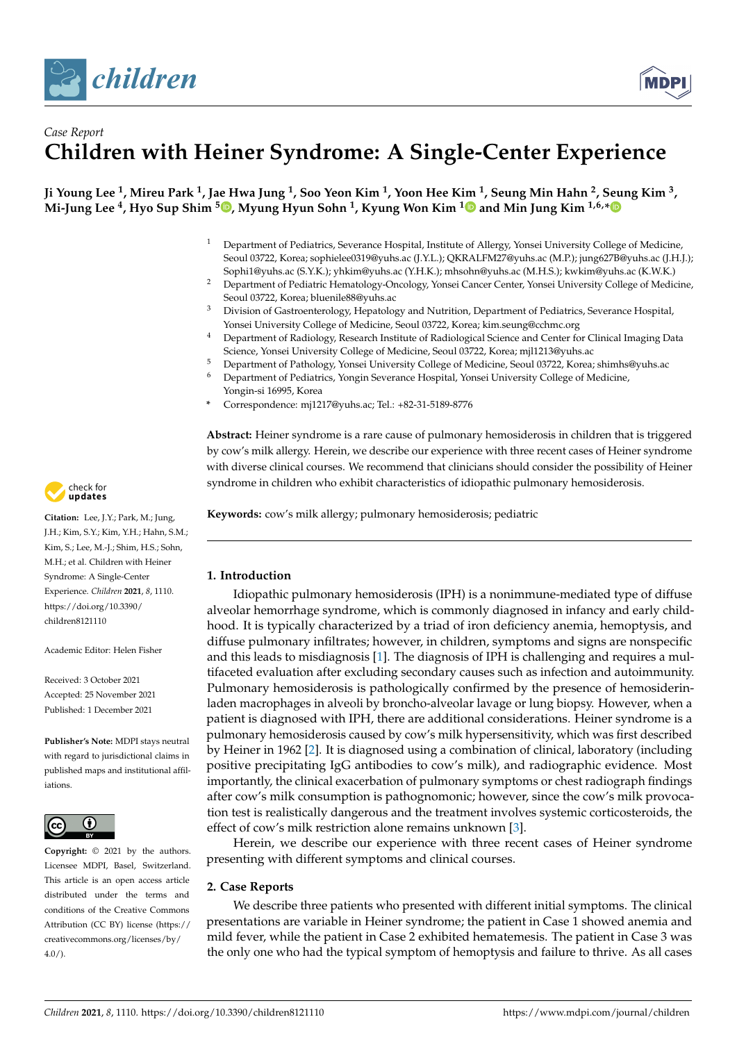*Case Report*

# Children with Heiner Syndrome: A Single-Center Experience

**Ji Young Lee [1], Mireu Park [1], Jae Hwa Jung [1], Soo Yeon Kim [1], Yoon Hee Kim [1], Seung Min Hahn [2], Seung Kim [3], Mi-Jung Lee [4], Hyo Sup Shim [5], Myung Hyun Sohn [1], Kyung Won Kim [1] and Min Jung Kim [1,6,*]**

[1] Department of Pediatrics, Severance Hospital, Institute of Allergy, Yonsei University College of Medicine, Seoul 03722, Korea; sophielee0319@yuhs.ac (J.Y.L.); QKRALFM27@yuhs.ac (M.P.); jung627B@yuhs.ac (J.H.J.); Sophi1@yuhs.ac (S.Y.K.); yhkim@yuhs.ac (Y.H.K.); mhsohn@yuhs.ac (M.H.S.); kwkim@yuhs.ac (K.W.K.)

[2] Department of Pediatric Hematology-Oncology, Yonsei Cancer Center, Yonsei University College of Medicine, Seoul 03722, Korea; bluenile88@yuhs.ac

[3] Division of Gastroenterology, Hepatology and Nutrition, Department of Pediatrics, Severance Hospital, Yonsei University College of Medicine, Seoul 03722, Korea; kim.seung@cchmc.org

[4] Department of Radiology, Research Institute of Radiological Science and Center for Clinical Imaging Data Science, Yonsei University College of Medicine, Seoul 03722, Korea; mjl1213@yuhs.ac

[5] Department of Pathology, Yonsei University College of Medicine, Seoul 03722, Korea; shimhs@yuhs.ac

[6] Department of Pediatrics, Yongin Severance Hospital, Yonsei University College of Medicine, Yongin-si 16995, Korea

* Correspondence: mj1217@yuhs.ac; Tel.: +82-31-5189-8776

**Abstract:** Heiner syndrome is a rare cause of pulmonary hemosiderosis in children that is triggered by cow's milk allergy. Herein, we describe our experience with three recent cases of Heiner syndrome with diverse clinical courses. We recommend that clinicians should consider the possibility of Heiner syndrome in children who exhibit characteristics of idiopathic pulmonary hemosiderosis.

**Keywords:** cow's milk allergy; pulmonary hemosiderosis; pediatric

**Citation:** Lee, J.Y.; Park, M.; Jung, J.H.; Kim, S.Y.; Kim, Y.H.; Hahn, S.M.; Kim, S.; Lee, M.-J.; Shim, H.S.; Sohn, M.H.; et al. Children with Heiner Syndrome: A Single-Center Experience. *Children* **2021**, *8*, 1110. https://doi.org/10.3390/children8121110

Academic Editor: Helen Fisher

Received: 3 October 2021
Accepted: 25 November 2021
Published: 1 December 2021

**Publisher's Note:** MDPI stays neutral with regard to jurisdictional claims in published maps and institutional affiliations.

**Copyright:** © 2021 by the authors. Licensee MDPI, Basel, Switzerland. This article is an open access article distributed under the terms and conditions of the Creative Commons Attribution (CC BY) license (https://creativecommons.org/licenses/by/4.0/).

## 1. Introduction

Idiopathic pulmonary hemosiderosis (IPH) is a nonimmune-mediated type of diffuse alveolar hemorrhage syndrome, which is commonly diagnosed in infancy and early childhood. It is typically characterized by a triad of iron deficiency anemia, hemoptysis, and diffuse pulmonary infiltrates; however, in children, symptoms and signs are nonspecific and this leads to misdiagnosis [1]. The diagnosis of IPH is challenging and requires a multifaceted evaluation after excluding secondary causes such as infection and autoimmunity. Pulmonary hemosiderosis is pathologically confirmed by the presence of hemosiderin-laden macrophages in alveoli by broncho-alveolar lavage or lung biopsy. However, when a patient is diagnosed with IPH, there are additional considerations. Heiner syndrome is a pulmonary hemosiderosis caused by cow's milk hypersensitivity, which was first described by Heiner in 1962 [2]. It is diagnosed using a combination of clinical, laboratory (including positive precipitating IgG antibodies to cow's milk), and radiographic evidence. Most importantly, the clinical exacerbation of pulmonary symptoms or chest radiograph findings after cow's milk consumption is pathognomonic; however, since the cow's milk provocation test is realistically dangerous and the treatment involves systemic corticosteroids, the effect of cow's milk restriction alone remains unknown [3].

Herein, we describe our experience with three recent cases of Heiner syndrome presenting with different symptoms and clinical courses.

## 2. Case Reports

We describe three patients who presented with different initial symptoms. The clinical presentations are variable in Heiner syndrome; the patient in Case 1 showed anemia and mild fever, while the patient in Case 2 exhibited hematemesis. The patient in Case 3 was the only one who had the typical symptom of hemoptysis and failure to thrive. As all cases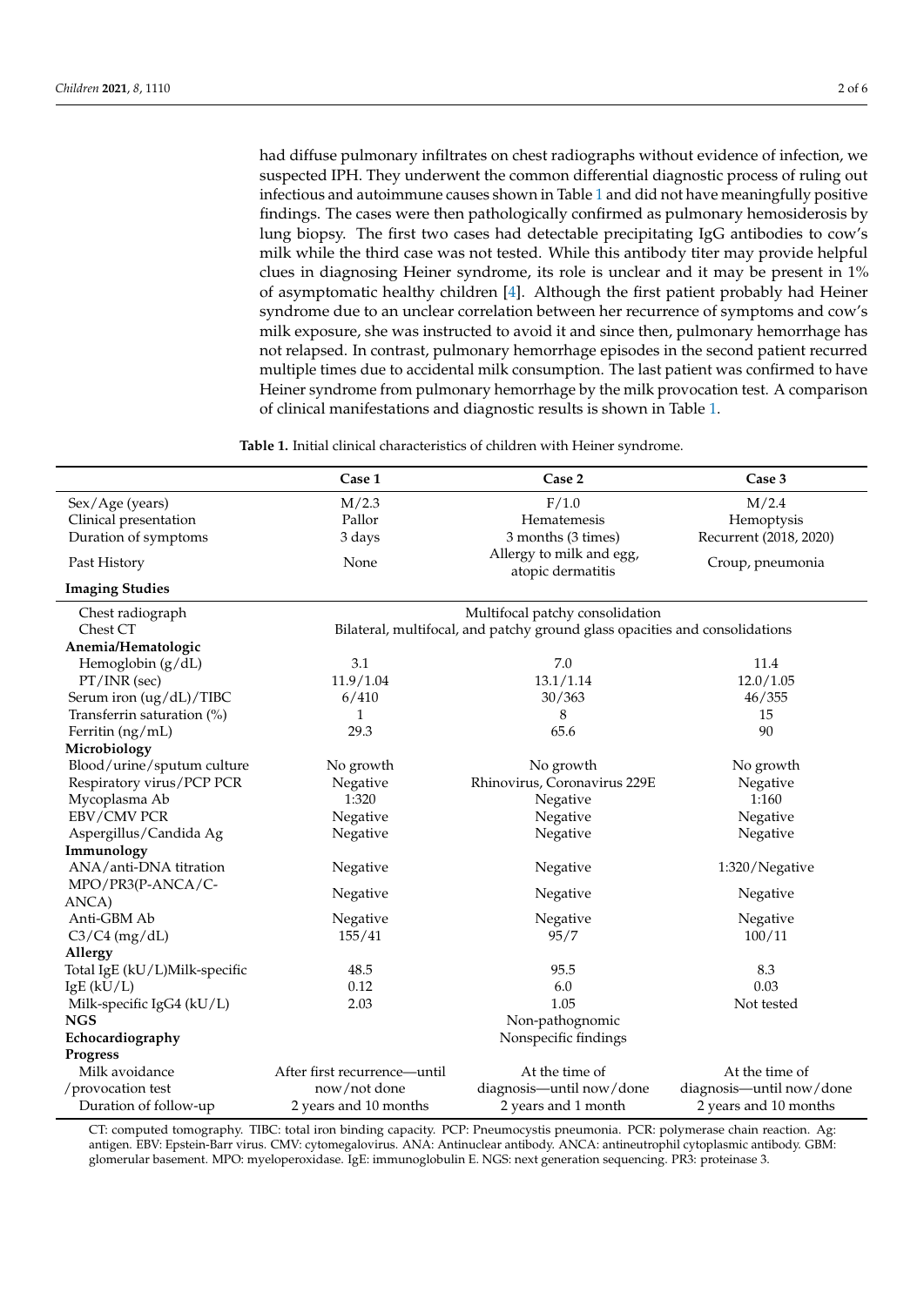had diffuse pulmonary infiltrates on chest radiographs without evidence of infection, we suspected IPH. They underwent the common differential diagnostic process of ruling out infectious and autoimmune causes shown in Table 1 and did not have meaningfully positive findings. The cases were then pathologically confirmed as pulmonary hemosiderosis by lung biopsy. The first two cases had detectable precipitating IgG antibodies to cow's milk while the third case was not tested. While this antibody titer may provide helpful clues in diagnosing Heiner syndrome, its role is unclear and it may be present in 1% of asymptomatic healthy children [4]. Although the first patient probably had Heiner syndrome due to an unclear correlation between her recurrence of symptoms and cow's milk exposure, she was instructed to avoid it and since then, pulmonary hemorrhage has not relapsed. In contrast, pulmonary hemorrhage episodes in the second patient recurred multiple times due to accidental milk consumption. The last patient was confirmed to have Heiner syndrome from pulmonary hemorrhage by the milk provocation test. A comparison of clinical manifestations and diagnostic results is shown in Table 1.

**Table 1.** Initial clinical characteristics of children with Heiner syndrome.

| | Case 1 | Case 2 | Case 3 |
|---|---|---|---|
| Sex/Age (years) | M/2.3 | F/1.0 | M/2.4 |
| Clinical presentation | Pallor | Hematemesis | Hemoptysis |
| Duration of symptoms | 3 days | 3 months (3 times) | Recurrent (2018, 2020) |
| Past History | None | Allergy to milk and egg, atopic dermatitis | Croup, pneumonia |
| **Imaging Studies** | | | |
| Chest radiograph | Multifocal patchy consolidation | | |
| Chest CT | Bilateral, multifocal, and patchy ground glass opacities and consolidations | | |
| **Anemia/Hematologic** | | | |
| Hemoglobin (g/dL) | 3.1 | 7.0 | 11.4 |
| PT/INR (sec) | 11.9/1.04 | 13.1/1.14 | 12.0/1.05 |
| Serum iron (ug/dL)/TIBC | 6/410 | 30/363 | 46/355 |
| Transferrin saturation (%) | 1 | 8 | 15 |
| Ferritin (ng/mL) | 29.3 | 65.6 | 90 |
| **Microbiology** | | | |
| Blood/urine/sputum culture | No growth | No growth | No growth |
| Respiratory virus/PCP PCR | Negative | Rhinovirus, Coronavirus 229E | Negative |
| Mycoplasma Ab | 1:320 | Negative | 1:160 |
| EBV/CMV PCR | Negative | Negative | Negative |
| Aspergillus/Candida Ag | Negative | Negative | Negative |
| **Immunology** | | | |
| ANA/anti-DNA titration | Negative | Negative | 1:320/Negative |
| MPO/PR3(P-ANCA/C-ANCA) | Negative | Negative | Negative |
| Anti-GBM Ab | Negative | Negative | Negative |
| C3/C4 (mg/dL) | 155/41 | 95/7 | 100/11 |
| **Allergy** | | | |
| Total IgE (kU/L) | 48.5 | 95.5 | 8.3 |
| Milk-specific IgE (kU/L) | 0.12 | 6.0 | 0.03 |
| Milk-specific IgG4 (kU/L) | 2.03 | 1.05 | Not tested |
| **NGS** | Non-pathognomic | | |
| **Echocardiography** | Nonspecific findings | | |
| **Progress** | | | |
| Milk avoidance /provocation test | After first recurrence—until now/not done | At the time of diagnosis—until now/done | At the time of diagnosis—until now/done |
| Duration of follow-up | 2 years and 10 months | 2 years and 1 month | 2 years and 10 months |

CT: computed tomography. TIBC: total iron binding capacity. PCP: Pneumocystis pneumonia. PCR: polymerase chain reaction. Ag: antigen. EBV: Epstein-Barr virus. CMV: cytomegalovirus. ANA: Antinuclear antibody. ANCA: antineutrophil cytoplasmic antibody. GBM: glomerular basement. MPO: myeloperoxidase. IgE: immunoglobulin E. NGS: next generation sequencing. PR3: proteinase 3.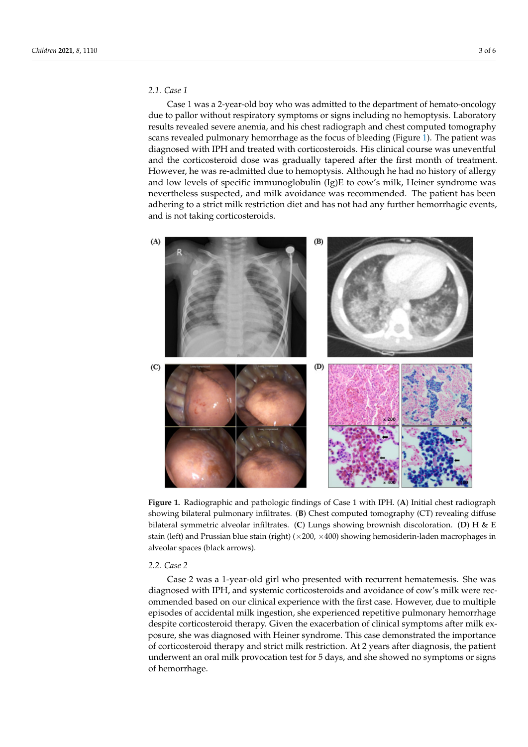### 2.1. Case 1

Case 1 was a 2-year-old boy who was admitted to the department of hemato-oncology due to pallor without respiratory symptoms or signs including no hemoptysis. Laboratory results revealed severe anemia, and his chest radiograph and chest computed tomography scans revealed pulmonary hemorrhage as the focus of bleeding (Figure 1). The patient was diagnosed with IPH and treated with corticosteroids. His clinical course was uneventful and the corticosteroid dose was gradually tapered after the first month of treatment. However, he was re-admitted due to hemoptysis. Although he had no history of allergy and low levels of specific immunoglobulin (Ig)E to cow's milk, Heiner syndrome was nevertheless suspected, and milk avoidance was recommended. The patient has been adhering to a strict milk restriction diet and has not had any further hemorrhagic events, and is not taking corticosteroids.

**Figure 1.** Radiographic and pathologic findings of Case 1 with IPH. (**A**) Initial chest radiograph showing bilateral pulmonary infiltrates. (**B**) Chest computed tomography (CT) revealing diffuse bilateral symmetric alveolar infiltrates. (**C**) Lungs showing brownish discoloration. (**D**) H & E stain (left) and Prussian blue stain (right) (×200, ×400) showing hemosiderin-laden macrophages in alveolar spaces (black arrows).

### 2.2. Case 2

Case 2 was a 1-year-old girl who presented with recurrent hematemesis. She was diagnosed with IPH, and systemic corticosteroids and avoidance of cow's milk were recommended based on our clinical experience with the first case. However, due to multiple episodes of accidental milk ingestion, she experienced repetitive pulmonary hemorrhage despite corticosteroid therapy. Given the exacerbation of clinical symptoms after milk exposure, she was diagnosed with Heiner syndrome. This case demonstrated the importance of corticosteroid therapy and strict milk restriction. At 2 years after diagnosis, the patient underwent an oral milk provocation test for 5 days, and she showed no symptoms or signs of hemorrhage.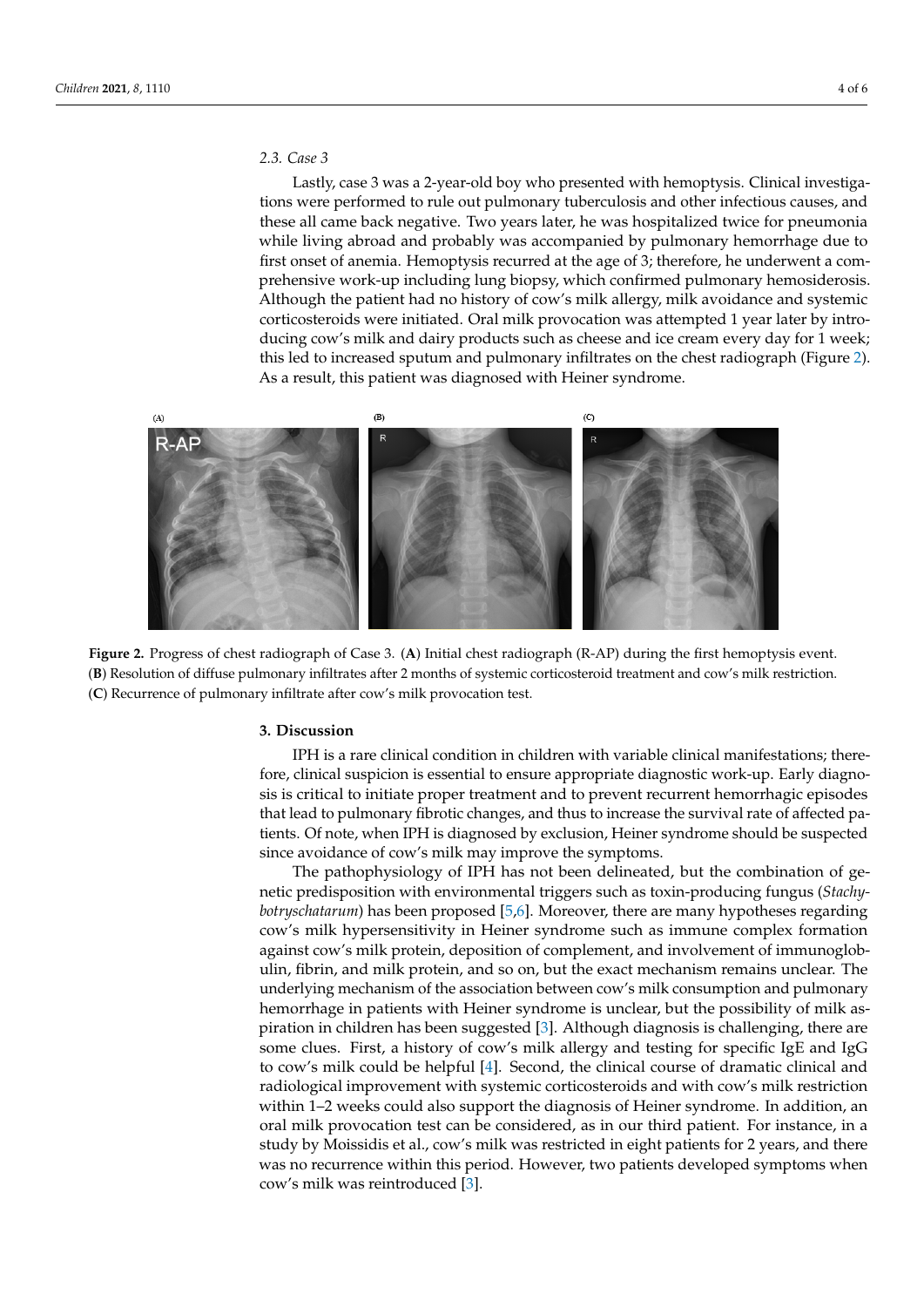### 2.3. Case 3

Lastly, case 3 was a 2-year-old boy who presented with hemoptysis. Clinical investigations were performed to rule out pulmonary tuberculosis and other infectious causes, and these all came back negative. Two years later, he was hospitalized twice for pneumonia while living abroad and probably was accompanied by pulmonary hemorrhage due to first onset of anemia. Hemoptysis recurred at the age of 3; therefore, he underwent a comprehensive work-up including lung biopsy, which confirmed pulmonary hemosiderosis. Although the patient had no history of cow's milk allergy, milk avoidance and systemic corticosteroids were initiated. Oral milk provocation was attempted 1 year later by introducing cow's milk and dairy products such as cheese and ice cream every day for 1 week; this led to increased sputum and pulmonary infiltrates on the chest radiograph (Figure 2). As a result, this patient was diagnosed with Heiner syndrome.

**Figure 2.** Progress of chest radiograph of Case 3. (**A**) Initial chest radiograph (R-AP) during the first hemoptysis event. (**B**) Resolution of diffuse pulmonary infiltrates after 2 months of systemic corticosteroid treatment and cow's milk restriction. (**C**) Recurrence of pulmonary infiltrate after cow's milk provocation test.

## 3. Discussion

IPH is a rare clinical condition in children with variable clinical manifestations; therefore, clinical suspicion is essential to ensure appropriate diagnostic work-up. Early diagnosis is critical to initiate proper treatment and to prevent recurrent hemorrhagic episodes that lead to pulmonary fibrotic changes, and thus to increase the survival rate of affected patients. Of note, when IPH is diagnosed by exclusion, Heiner syndrome should be suspected since avoidance of cow's milk may improve the symptoms.

The pathophysiology of IPH has not been delineated, but the combination of genetic predisposition with environmental triggers such as toxin-producing fungus (*Stachybotryschatarum*) has been proposed [5,6]. Moreover, there are many hypotheses regarding cow's milk hypersensitivity in Heiner syndrome such as immune complex formation against cow's milk protein, deposition of complement, and involvement of immunoglobulin, fibrin, and milk protein, and so on, but the exact mechanism remains unclear. The underlying mechanism of the association between cow's milk consumption and pulmonary hemorrhage in patients with Heiner syndrome is unclear, but the possibility of milk aspiration in children has been suggested [3]. Although diagnosis is challenging, there are some clues. First, a history of cow's milk allergy and testing for specific IgE and IgG to cow's milk could be helpful [4]. Second, the clinical course of dramatic clinical and radiological improvement with systemic corticosteroids and with cow's milk restriction within 1–2 weeks could also support the diagnosis of Heiner syndrome. In addition, an oral milk provocation test can be considered, as in our third patient. For instance, in a study by Moissidis et al., cow's milk was restricted in eight patients for 2 years, and there was no recurrence within this period. However, two patients developed symptoms when cow's milk was reintroduced [3].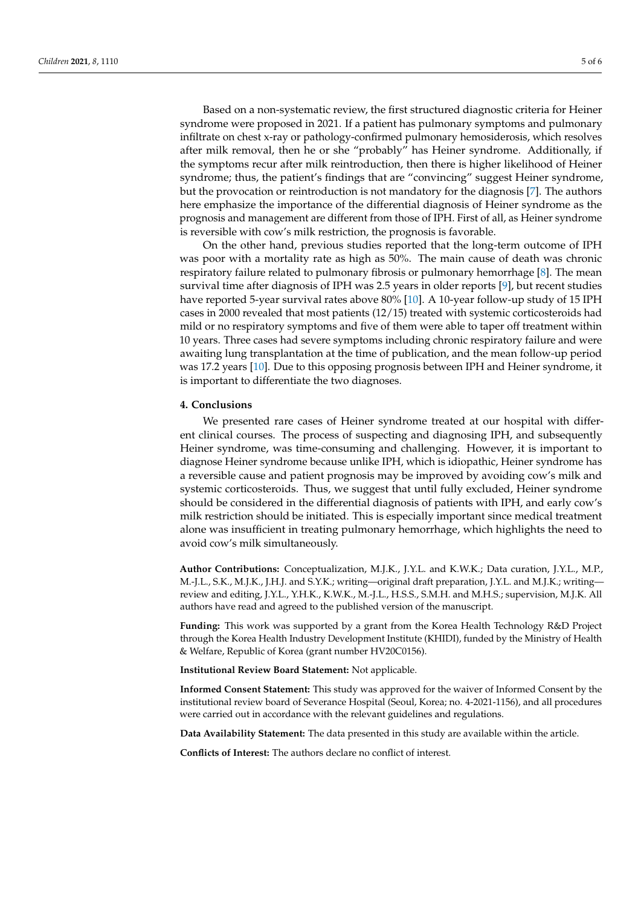Based on a non-systematic review, the first structured diagnostic criteria for Heiner syndrome were proposed in 2021. If a patient has pulmonary symptoms and pulmonary infiltrate on chest x-ray or pathology-confirmed pulmonary hemosiderosis, which resolves after milk removal, then he or she "probably" has Heiner syndrome. Additionally, if the symptoms recur after milk reintroduction, then there is higher likelihood of Heiner syndrome; thus, the patient's findings that are "convincing" suggest Heiner syndrome, but the provocation or reintroduction is not mandatory for the diagnosis [7]. The authors here emphasize the importance of the differential diagnosis of Heiner syndrome as the prognosis and management are different from those of IPH. First of all, as Heiner syndrome is reversible with cow's milk restriction, the prognosis is favorable.

On the other hand, previous studies reported that the long-term outcome of IPH was poor with a mortality rate as high as 50%. The main cause of death was chronic respiratory failure related to pulmonary fibrosis or pulmonary hemorrhage [8]. The mean survival time after diagnosis of IPH was 2.5 years in older reports [9], but recent studies have reported 5-year survival rates above 80% [10]. A 10-year follow-up study of 15 IPH cases in 2000 revealed that most patients (12/15) treated with systemic corticosteroids had mild or no respiratory symptoms and five of them were able to taper off treatment within 10 years. Three cases had severe symptoms including chronic respiratory failure and were awaiting lung transplantation at the time of publication, and the mean follow-up period was 17.2 years [10]. Due to this opposing prognosis between IPH and Heiner syndrome, it is important to differentiate the two diagnoses.

## 4. Conclusions

We presented rare cases of Heiner syndrome treated at our hospital with different clinical courses. The process of suspecting and diagnosing IPH, and subsequently Heiner syndrome, was time-consuming and challenging. However, it is important to diagnose Heiner syndrome because unlike IPH, which is idiopathic, Heiner syndrome has a reversible cause and patient prognosis may be improved by avoiding cow's milk and systemic corticosteroids. Thus, we suggest that until fully excluded, Heiner syndrome should be considered in the differential diagnosis of patients with IPH, and early cow's milk restriction should be initiated. This is especially important since medical treatment alone was insufficient in treating pulmonary hemorrhage, which highlights the need to avoid cow's milk simultaneously.

**Author Contributions:** Conceptualization, M.J.K., J.Y.L. and K.W.K.; Data curation, J.Y.L., M.P., M.-J.L., S.K., M.J.K., J.H.J. and S.Y.K.; writing—original draft preparation, J.Y.L. and M.J.K.; writing—review and editing, J.Y.L., Y.H.K., K.W.K., M.-J.L., H.S.S., S.M.H. and M.H.S.; supervision, M.J.K. All authors have read and agreed to the published version of the manuscript.

**Funding:** This work was supported by a grant from the Korea Health Technology R&D Project through the Korea Health Industry Development Institute (KHIDI), funded by the Ministry of Health & Welfare, Republic of Korea (grant number HV20C0156).

**Institutional Review Board Statement:** Not applicable.

**Informed Consent Statement:** This study was approved for the waiver of Informed Consent by the institutional review board of Severance Hospital (Seoul, Korea; no. 4-2021-1156), and all procedures were carried out in accordance with the relevant guidelines and regulations.

**Data Availability Statement:** The data presented in this study are available within the article.

**Conflicts of Interest:** The authors declare no conflict of interest.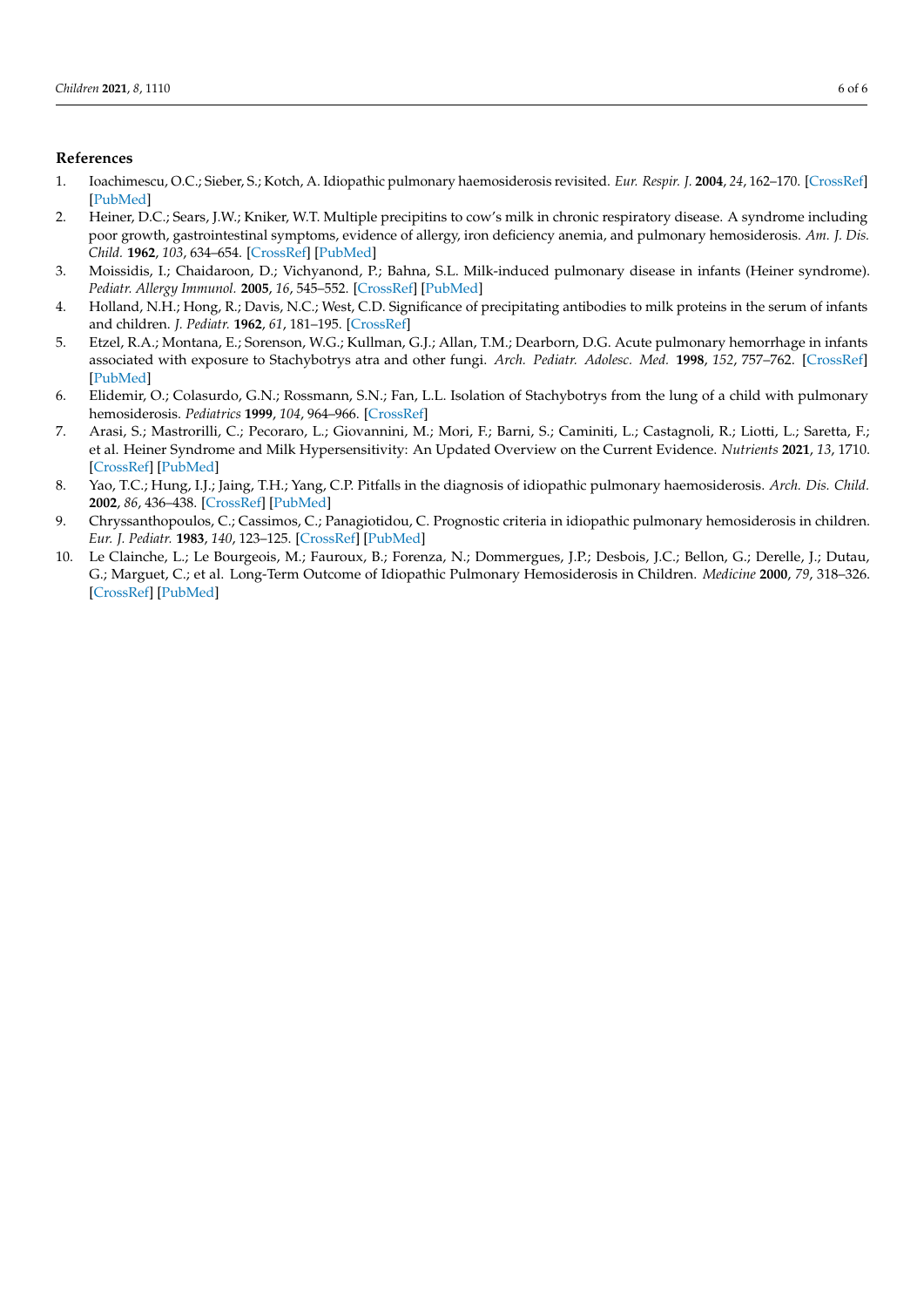## References

1. Ioachimescu, O.C.; Sieber, S.; Kotch, A. Idiopathic pulmonary haemosiderosis revisited. *Eur. Respir. J.* **2004**, *24*, 162–170. [CrossRef] [PubMed]
2. Heiner, D.C.; Sears, J.W.; Kniker, W.T. Multiple precipitins to cow's milk in chronic respiratory disease. A syndrome including poor growth, gastrointestinal symptoms, evidence of allergy, iron deficiency anemia, and pulmonary hemosiderosis. *Am. J. Dis. Child.* **1962**, *103*, 634–654. [CrossRef] [PubMed]
3. Moissidis, I.; Chaidaroon, D.; Vichyanond, P.; Bahna, S.L. Milk-induced pulmonary disease in infants (Heiner syndrome). *Pediatr. Allergy Immunol.* **2005**, *16*, 545–552. [CrossRef] [PubMed]
4. Holland, N.H.; Hong, R.; Davis, N.C.; West, C.D. Significance of precipitating antibodies to milk proteins in the serum of infants and children. *J. Pediatr.* **1962**, *61*, 181–195. [CrossRef]
5. Etzel, R.A.; Montana, E.; Sorenson, W.G.; Kullman, G.J.; Allan, T.M.; Dearborn, D.G. Acute pulmonary hemorrhage in infants associated with exposure to Stachybotrys atra and other fungi. *Arch. Pediatr. Adolesc. Med.* **1998**, *152*, 757–762. [CrossRef] [PubMed]
6. Elidemir, O.; Colasurdo, G.N.; Rossmann, S.N.; Fan, L.L. Isolation of Stachybotrys from the lung of a child with pulmonary hemosiderosis. *Pediatrics* **1999**, *104*, 964–966. [CrossRef]
7. Arasi, S.; Mastrorilli, C.; Pecoraro, L.; Giovannini, M.; Mori, F.; Barni, S.; Caminiti, L.; Castagnoli, R.; Liotti, L.; Saretta, F.; et al. Heiner Syndrome and Milk Hypersensitivity: An Updated Overview on the Current Evidence. *Nutrients* **2021**, *13*, 1710. [CrossRef] [PubMed]
8. Yao, T.C.; Hung, I.J.; Jaing, T.H.; Yang, C.P. Pitfalls in the diagnosis of idiopathic pulmonary haemosiderosis. *Arch. Dis. Child.* **2002**, *86*, 436–438. [CrossRef] [PubMed]
9. Chryssanthopoulos, C.; Cassimos, C.; Panagiotidou, C. Prognostic criteria in idiopathic pulmonary hemosiderosis in children. *Eur. J. Pediatr.* **1983**, *140*, 123–125. [CrossRef] [PubMed]
10. Le Clainche, L.; Le Bourgeois, M.; Fauroux, B.; Forenza, N.; Dommergues, J.P.; Desbois, J.C.; Bellon, G.; Derelle, J.; Dutau, G.; Marguet, C.; et al. Long-Term Outcome of Idiopathic Pulmonary Hemosiderosis in Children. *Medicine* **2000**, *79*, 318–326. [CrossRef] [PubMed]